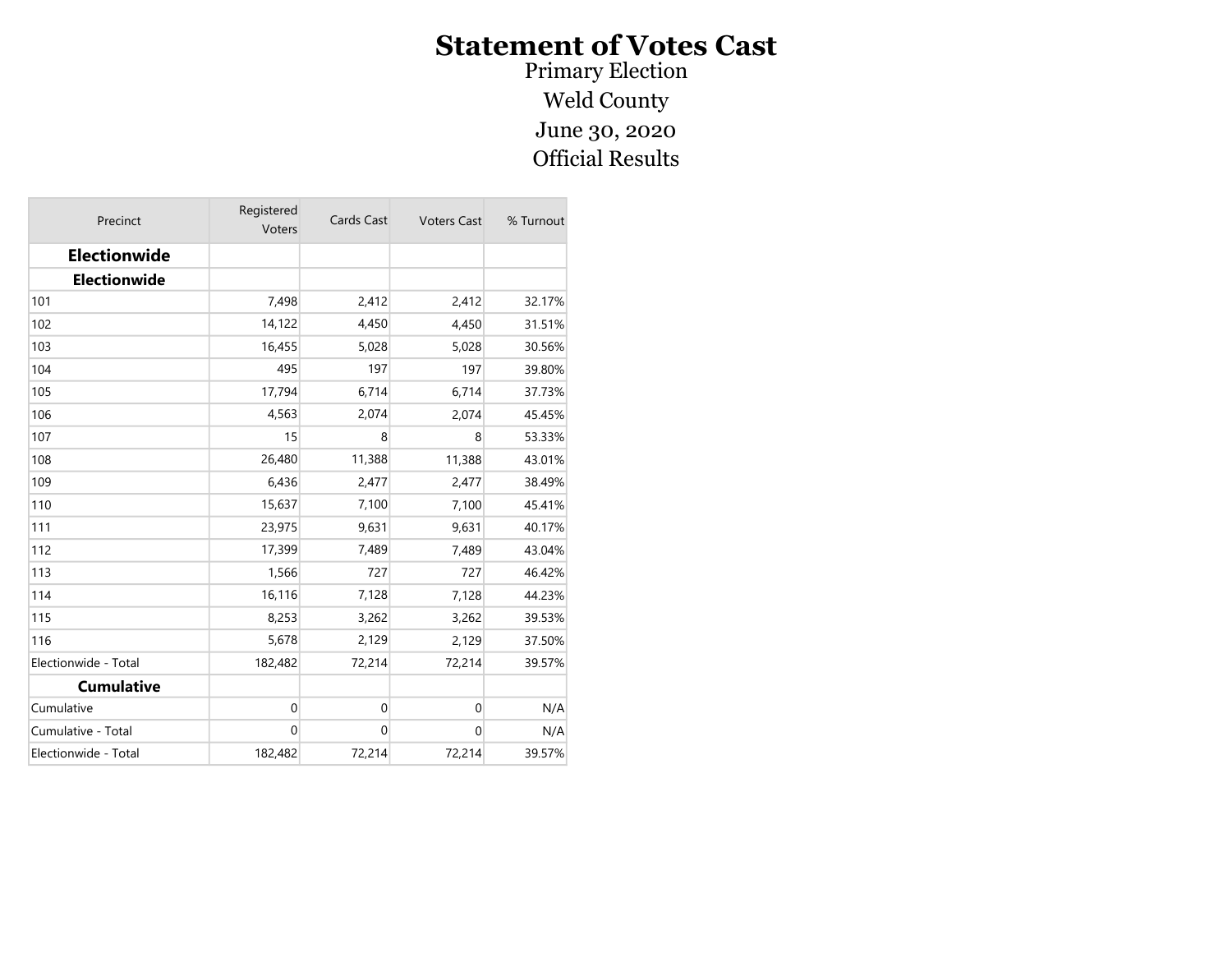# Statement of Votes Cast

Primary Election

Weld County

June 30, 2020

Official Results

| Precinct | Registered Voters | Cards Cast | Voters Cast | % Turnout |
|---|---|---|---|---|
| **Electionwide** | | | | |
| **Electionwide** | | | | |
| 101 | 7,498 | 2,412 | 2,412 | 32.17% |
| 102 | 14,122 | 4,450 | 4,450 | 31.51% |
| 103 | 16,455 | 5,028 | 5,028 | 30.56% |
| 104 | 495 | 197 | 197 | 39.80% |
| 105 | 17,794 | 6,714 | 6,714 | 37.73% |
| 106 | 4,563 | 2,074 | 2,074 | 45.45% |
| 107 | 15 | 8 | 8 | 53.33% |
| 108 | 26,480 | 11,388 | 11,388 | 43.01% |
| 109 | 6,436 | 2,477 | 2,477 | 38.49% |
| 110 | 15,637 | 7,100 | 7,100 | 45.41% |
| 111 | 23,975 | 9,631 | 9,631 | 40.17% |
| 112 | 17,399 | 7,489 | 7,489 | 43.04% |
| 113 | 1,566 | 727 | 727 | 46.42% |
| 114 | 16,116 | 7,128 | 7,128 | 44.23% |
| 115 | 8,253 | 3,262 | 3,262 | 39.53% |
| 116 | 5,678 | 2,129 | 2,129 | 37.50% |
| Electionwide - Total | 182,482 | 72,214 | 72,214 | 39.57% |
| **Cumulative** | | | | |
| Cumulative | 0 | 0 | 0 | N/A |
| Cumulative - Total | 0 | 0 | 0 | N/A |
| Electionwide - Total | 182,482 | 72,214 | 72,214 | 39.57% |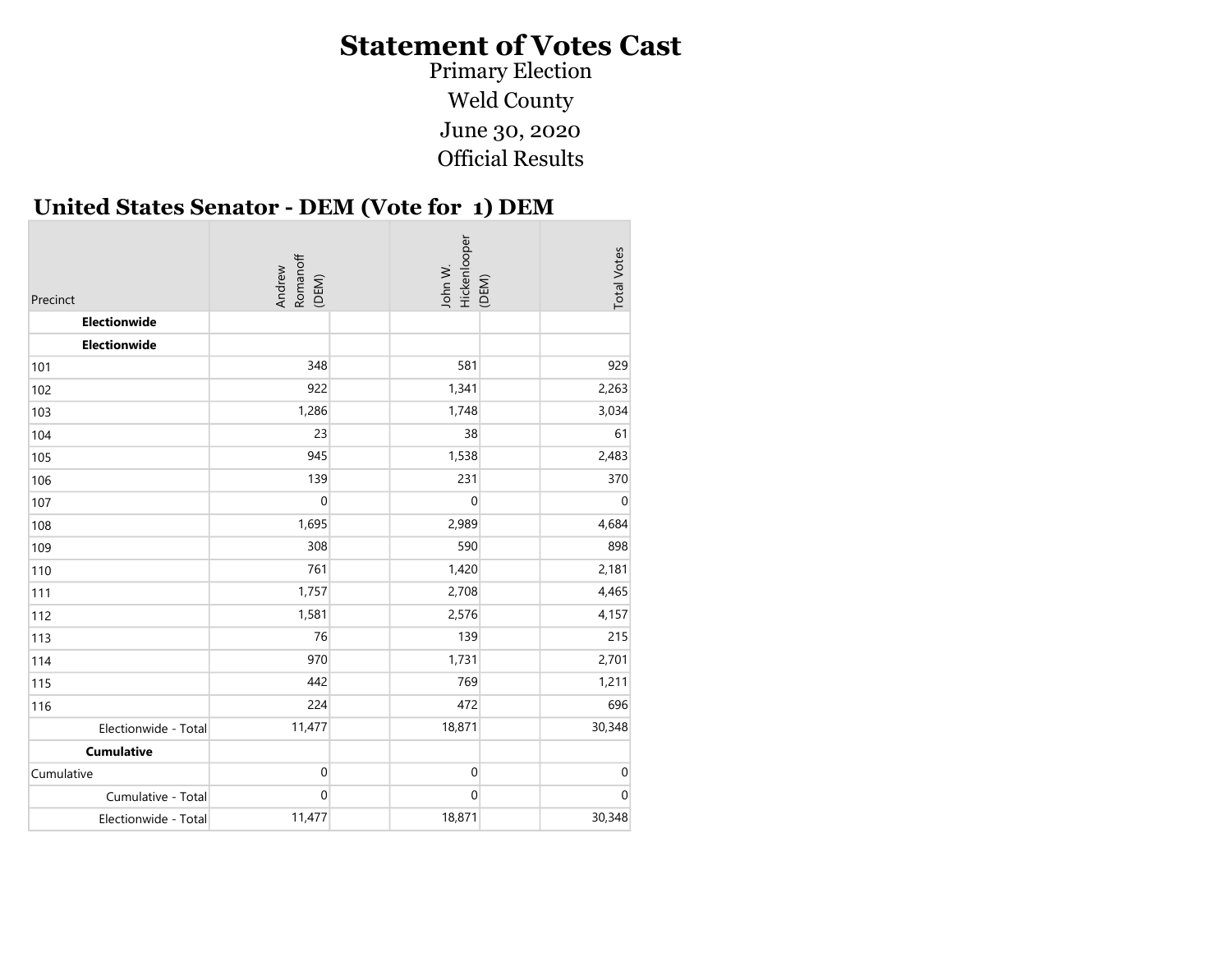# Statement of Votes Cast

Primary Election

Weld County

June 30, 2020

Official Results

## United States Senator - DEM (Vote for 1) DEM

| Precinct | Andrew Romanoff (DEM) | | John W. Hickenlooper (DEM) | | Total Votes |
|---|---|---|---|---|---|
| **Electionwide** | | | | | |
| **Electionwide** | | | | | |
| 101 | 348 | | 581 | | 929 |
| 102 | 922 | | 1,341 | | 2,263 |
| 103 | 1,286 | | 1,748 | | 3,034 |
| 104 | 23 | | 38 | | 61 |
| 105 | 945 | | 1,538 | | 2,483 |
| 106 | 139 | | 231 | | 370 |
| 107 | 0 | | 0 | | 0 |
| 108 | 1,695 | | 2,989 | | 4,684 |
| 109 | 308 | | 590 | | 898 |
| 110 | 761 | | 1,420 | | 2,181 |
| 111 | 1,757 | | 2,708 | | 4,465 |
| 112 | 1,581 | | 2,576 | | 4,157 |
| 113 | 76 | | 139 | | 215 |
| 114 | 970 | | 1,731 | | 2,701 |
| 115 | 442 | | 769 | | 1,211 |
| 116 | 224 | | 472 | | 696 |
| Electionwide - Total | 11,477 | | 18,871 | | 30,348 |
| **Cumulative** | | | | | |
| Cumulative | 0 | | 0 | | 0 |
| Cumulative - Total | 0 | | 0 | | 0 |
| Electionwide - Total | 11,477 | | 18,871 | | 30,348 |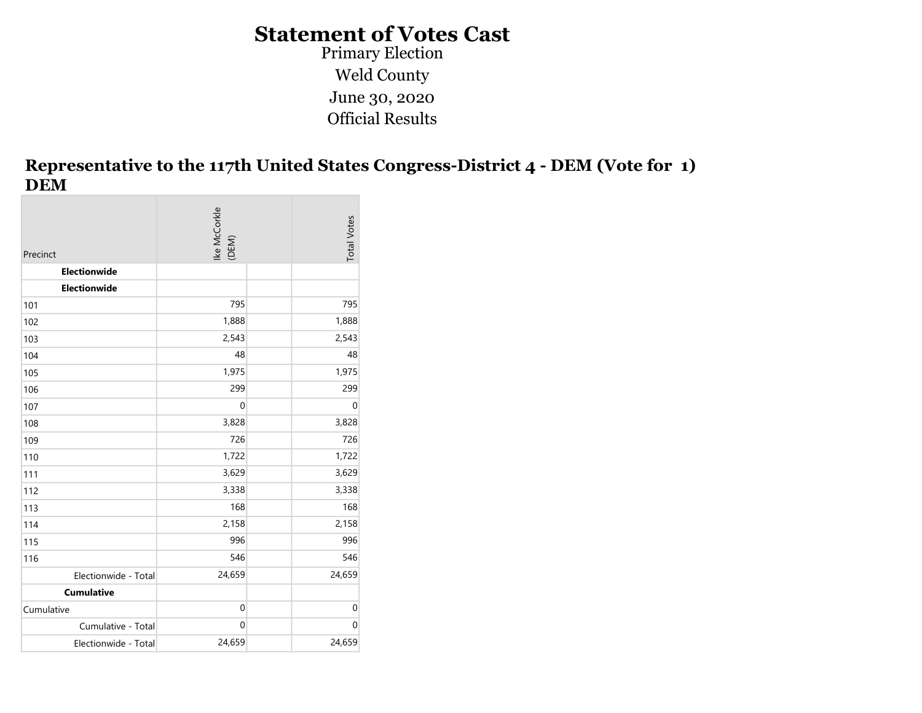# Statement of Votes Cast

Primary Election

Weld County

June 30, 2020

Official Results

## Representative to the 117th United States Congress-District 4 - DEM (Vote for 1) DEM

| Precinct | Ike McCorkle (DEM) | | Total Votes |
|---|---|---|---|
| **Electionwide** | | | |
| **Electionwide** | | | |
| 101 | 795 | | 795 |
| 102 | 1,888 | | 1,888 |
| 103 | 2,543 | | 2,543 |
| 104 | 48 | | 48 |
| 105 | 1,975 | | 1,975 |
| 106 | 299 | | 299 |
| 107 | 0 | | 0 |
| 108 | 3,828 | | 3,828 |
| 109 | 726 | | 726 |
| 110 | 1,722 | | 1,722 |
| 111 | 3,629 | | 3,629 |
| 112 | 3,338 | | 3,338 |
| 113 | 168 | | 168 |
| 114 | 2,158 | | 2,158 |
| 115 | 996 | | 996 |
| 116 | 546 | | 546 |
| Electionwide - Total | 24,659 | | 24,659 |
| **Cumulative** | | | |
| Cumulative | 0 | | 0 |
| Cumulative - Total | 0 | | 0 |
| Electionwide - Total | 24,659 | | 24,659 |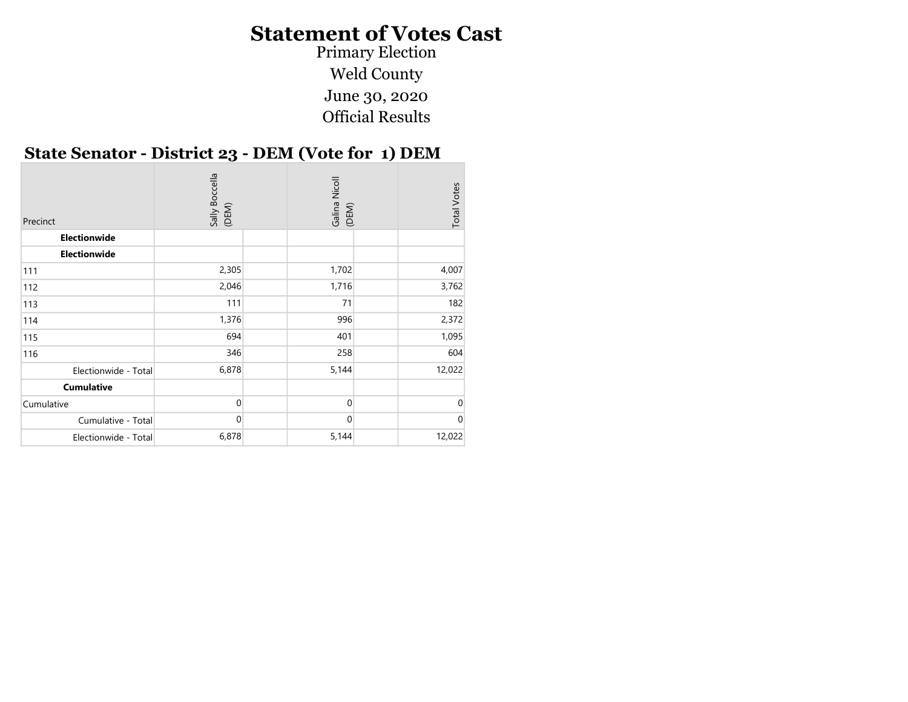# Statement of Votes Cast

Primary Election

Weld County

June 30, 2020

Official Results

## State Senator - District 23 - DEM (Vote for 1) DEM

| Precinct | Sally Boccella (DEM) | | Galina Nicoll (DEM) | | Total Votes |
|---|---|---|---|---|---|
| **Electionwide** | | | | | |
| **Electionwide** | | | | | |
| 111 | 2,305 | | 1,702 | | 4,007 |
| 112 | 2,046 | | 1,716 | | 3,762 |
| 113 | 111 | | 71 | | 182 |
| 114 | 1,376 | | 996 | | 2,372 |
| 115 | 694 | | 401 | | 1,095 |
| 116 | 346 | | 258 | | 604 |
| Electionwide - Total | 6,878 | | 5,144 | | 12,022 |
| **Cumulative** | | | | | |
| Cumulative | 0 | | 0 | | 0 |
| Cumulative - Total | 0 | | 0 | | 0 |
| Electionwide - Total | 6,878 | | 5,144 | | 12,022 |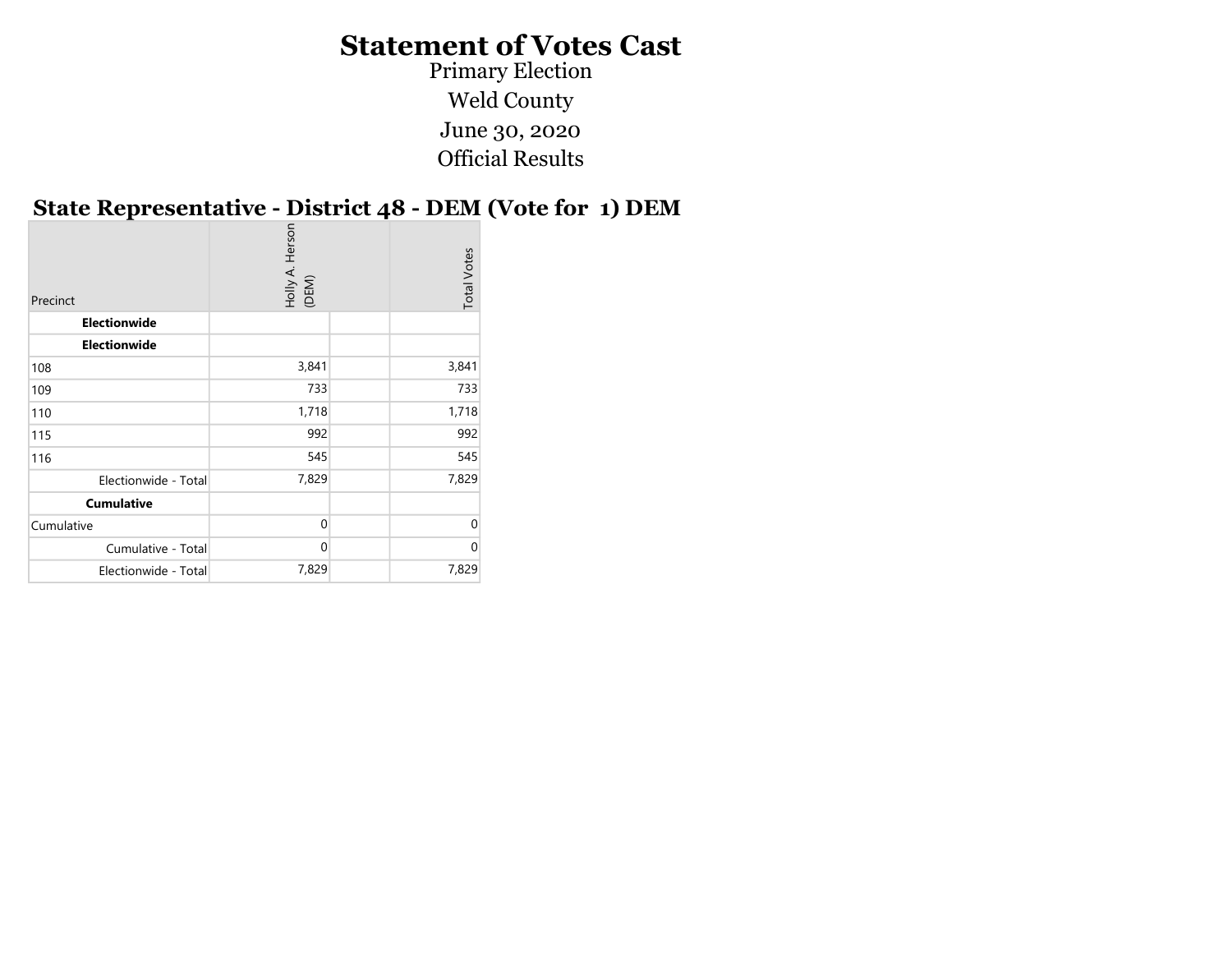# Statement of Votes Cast

Primary Election

Weld County

June 30, 2020

Official Results

## State Representative - District 48 - DEM (Vote for 1) DEM

| Precinct | Holly A. Herson (DEM) | | Total Votes |
|---|---|---|---|
| **Electionwide** | | | |
| **Electionwide** | | | |
| 108 | 3,841 | | 3,841 |
| 109 | 733 | | 733 |
| 110 | 1,718 | | 1,718 |
| 115 | 992 | | 992 |
| 116 | 545 | | 545 |
| Electionwide - Total | 7,829 | | 7,829 |
| **Cumulative** | | | |
| Cumulative | 0 | | 0 |
| Cumulative - Total | 0 | | 0 |
| Electionwide - Total | 7,829 | | 7,829 |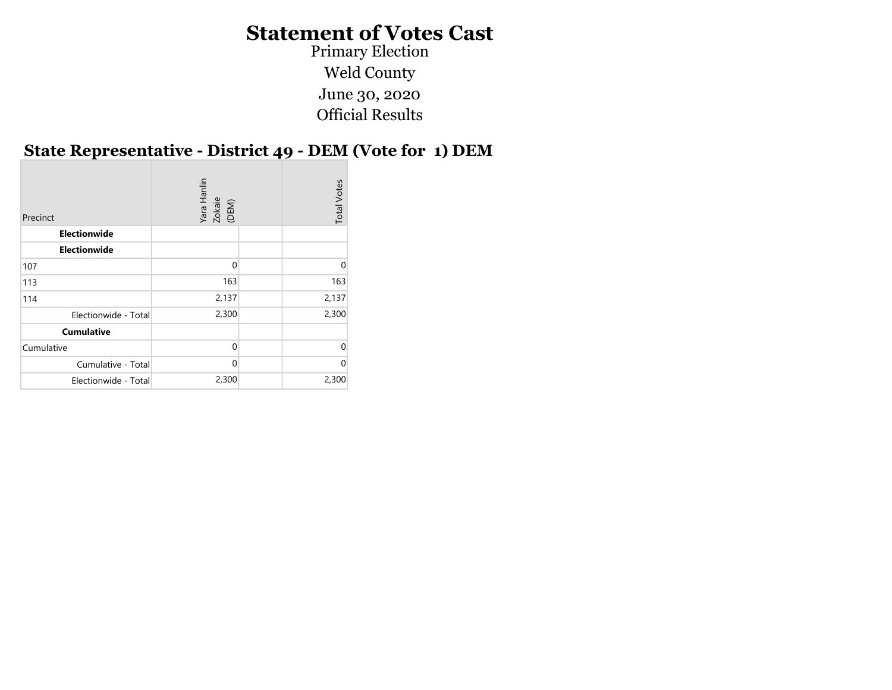# Statement of Votes Cast

Primary Election

Weld County

June 30, 2020

Official Results

## State Representative - District 49 - DEM (Vote for 1) DEM

| Precinct | Yara Hanlin Zokaie (DEM) | | Total Votes |
|---|---|---|---|
| **Electionwide** | | | |
| **Electionwide** | | | |
| 107 | 0 | | 0 |
| 113 | 163 | | 163 |
| 114 | 2,137 | | 2,137 |
| Electionwide - Total | 2,300 | | 2,300 |
| **Cumulative** | | | |
| Cumulative | 0 | | 0 |
| Cumulative - Total | 0 | | 0 |
| Electionwide - Total | 2,300 | | 2,300 |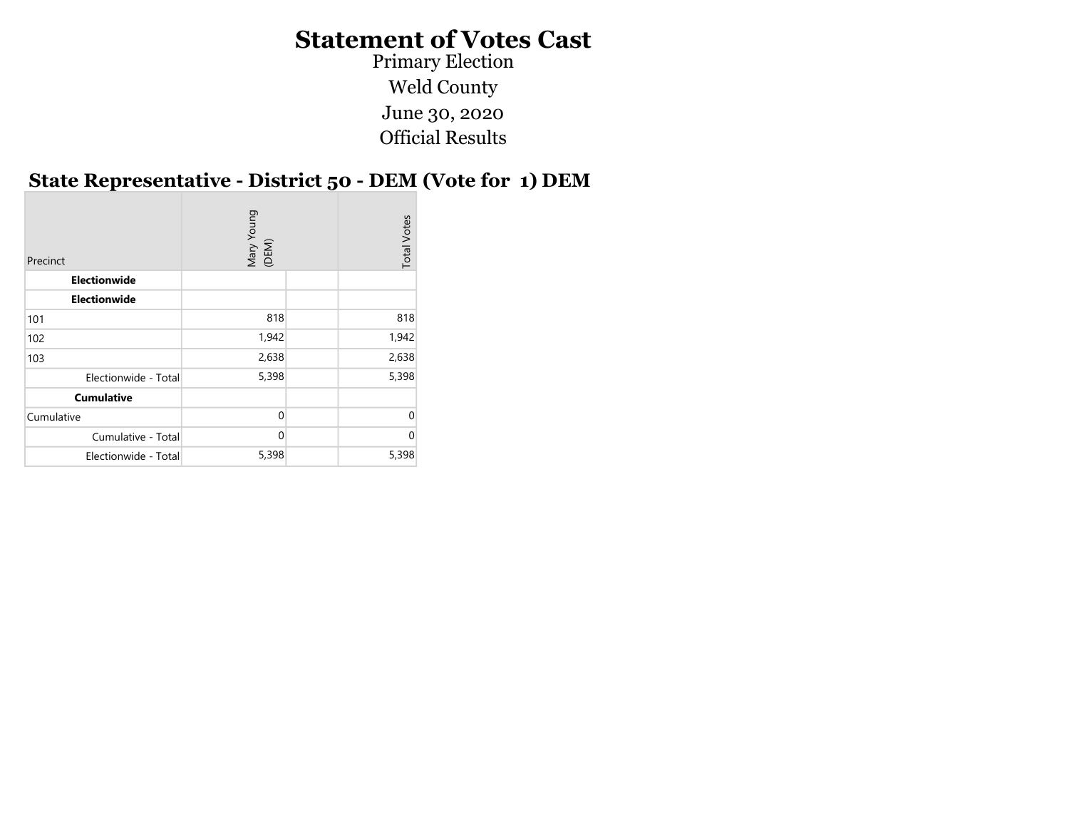# Statement of Votes Cast

Primary Election

Weld County

June 30, 2020

Official Results

## State Representative - District 50 - DEM (Vote for 1) DEM

| Precinct | Mary Young (DEM) | | Total Votes |
|---|---|---|---|
| **Electionwide** | | | |
| **Electionwide** | | | |
| 101 | 818 | | 818 |
| 102 | 1,942 | | 1,942 |
| 103 | 2,638 | | 2,638 |
| Electionwide - Total | 5,398 | | 5,398 |
| **Cumulative** | | | |
| Cumulative | 0 | | 0 |
| Cumulative - Total | 0 | | 0 |
| Electionwide - Total | 5,398 | | 5,398 |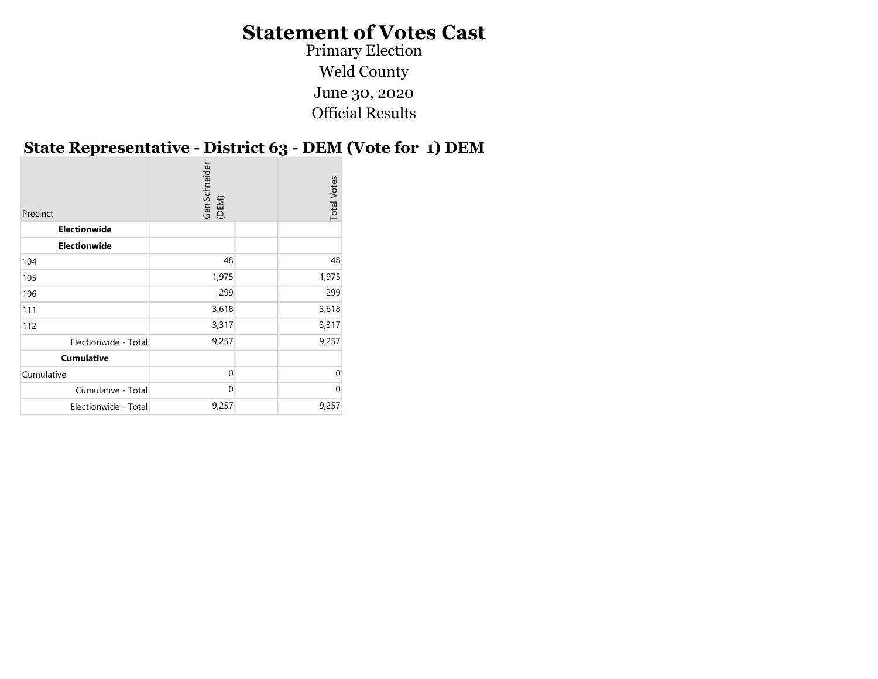# Statement of Votes Cast

Primary Election

Weld County

June 30, 2020

Official Results

## State Representative - District 63 - DEM (Vote for 1) DEM

| Precinct | Gen Schneider (DEM) | | Total Votes |
|---|---|---|---|
| **Electionwide** | | | |
| **Electionwide** | | | |
| 104 | 48 | | 48 |
| 105 | 1,975 | | 1,975 |
| 106 | 299 | | 299 |
| 111 | 3,618 | | 3,618 |
| 112 | 3,317 | | 3,317 |
| Electionwide - Total | 9,257 | | 9,257 |
| **Cumulative** | | | |
| Cumulative | 0 | | 0 |
| Cumulative - Total | 0 | | 0 |
| Electionwide - Total | 9,257 | | 9,257 |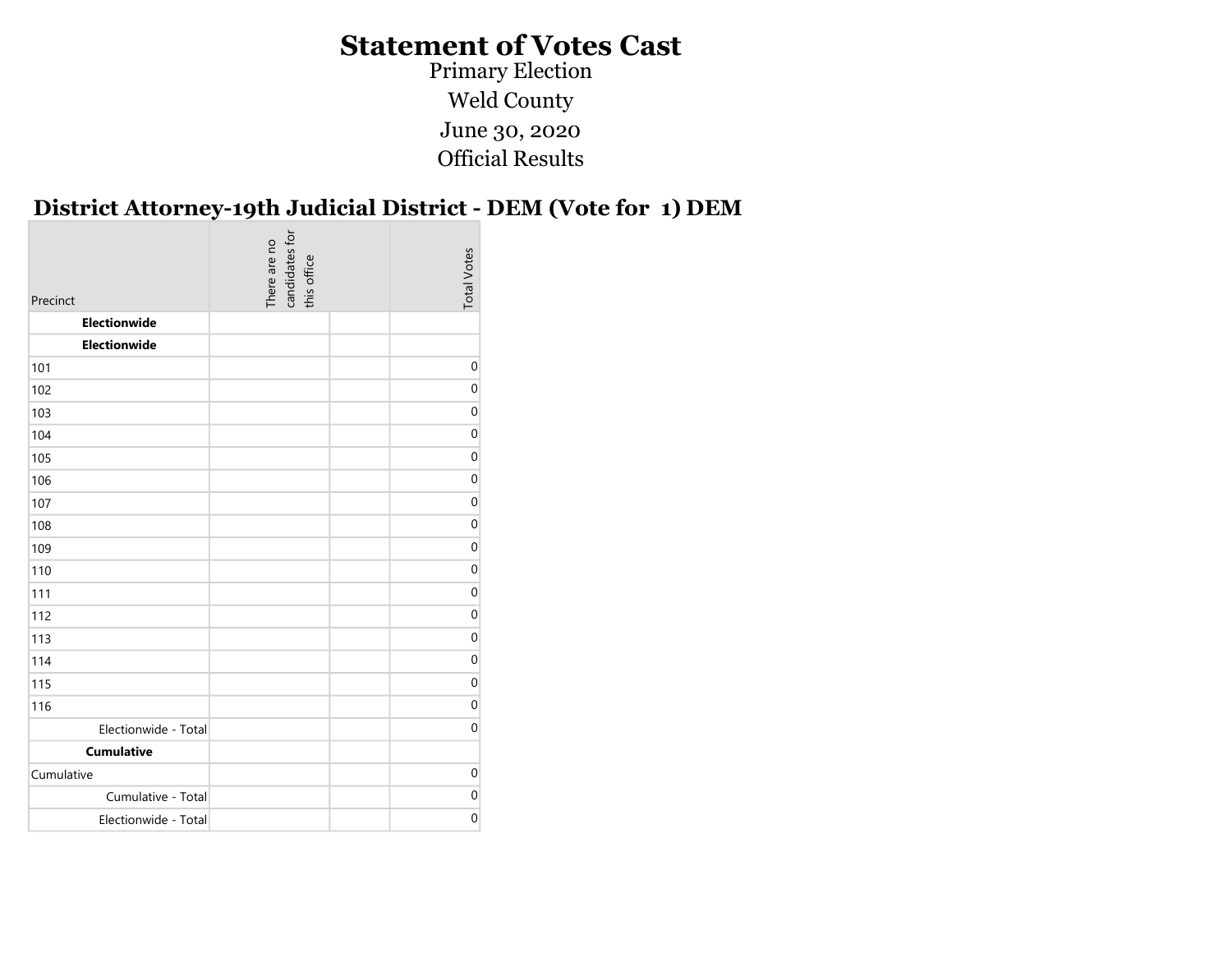# Statement of Votes Cast

Primary Election

Weld County

June 30, 2020

Official Results

## District Attorney-19th Judicial District - DEM (Vote for 1) DEM

| Precinct | There are no candidates for this office | | Total Votes |
|---|---|---|---|
| **Electionwide** | | | |
| **Electionwide** | | | |
| 101 | | | 0 |
| 102 | | | 0 |
| 103 | | | 0 |
| 104 | | | 0 |
| 105 | | | 0 |
| 106 | | | 0 |
| 107 | | | 0 |
| 108 | | | 0 |
| 109 | | | 0 |
| 110 | | | 0 |
| 111 | | | 0 |
| 112 | | | 0 |
| 113 | | | 0 |
| 114 | | | 0 |
| 115 | | | 0 |
| 116 | | | 0 |
| Electionwide - Total | | | 0 |
| **Cumulative** | | | |
| Cumulative | | | 0 |
| Cumulative - Total | | | 0 |
| Electionwide - Total | | | 0 |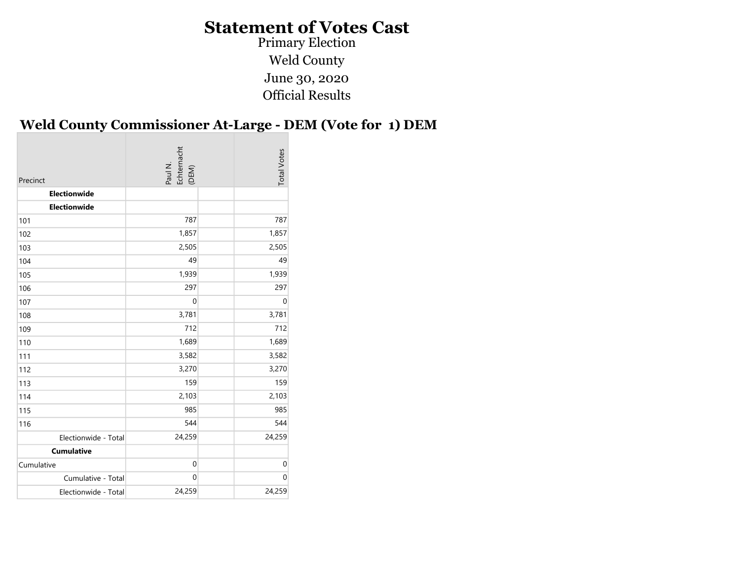# Statement of Votes Cast

Primary Election

Weld County

June 30, 2020

Official Results

## Weld County Commissioner At-Large - DEM (Vote for 1) DEM

| Precinct | Paul N. Echternacht (DEM) | | Total Votes |
|---|---|---|---|
| **Electionwide** | | | |
| **Electionwide** | | | |
| 101 | 787 | | 787 |
| 102 | 1,857 | | 1,857 |
| 103 | 2,505 | | 2,505 |
| 104 | 49 | | 49 |
| 105 | 1,939 | | 1,939 |
| 106 | 297 | | 297 |
| 107 | 0 | | 0 |
| 108 | 3,781 | | 3,781 |
| 109 | 712 | | 712 |
| 110 | 1,689 | | 1,689 |
| 111 | 3,582 | | 3,582 |
| 112 | 3,270 | | 3,270 |
| 113 | 159 | | 159 |
| 114 | 2,103 | | 2,103 |
| 115 | 985 | | 985 |
| 116 | 544 | | 544 |
| Electionwide - Total | 24,259 | | 24,259 |
| **Cumulative** | | | |
| Cumulative | 0 | | 0 |
| Cumulative - Total | 0 | | 0 |
| Electionwide - Total | 24,259 | | 24,259 |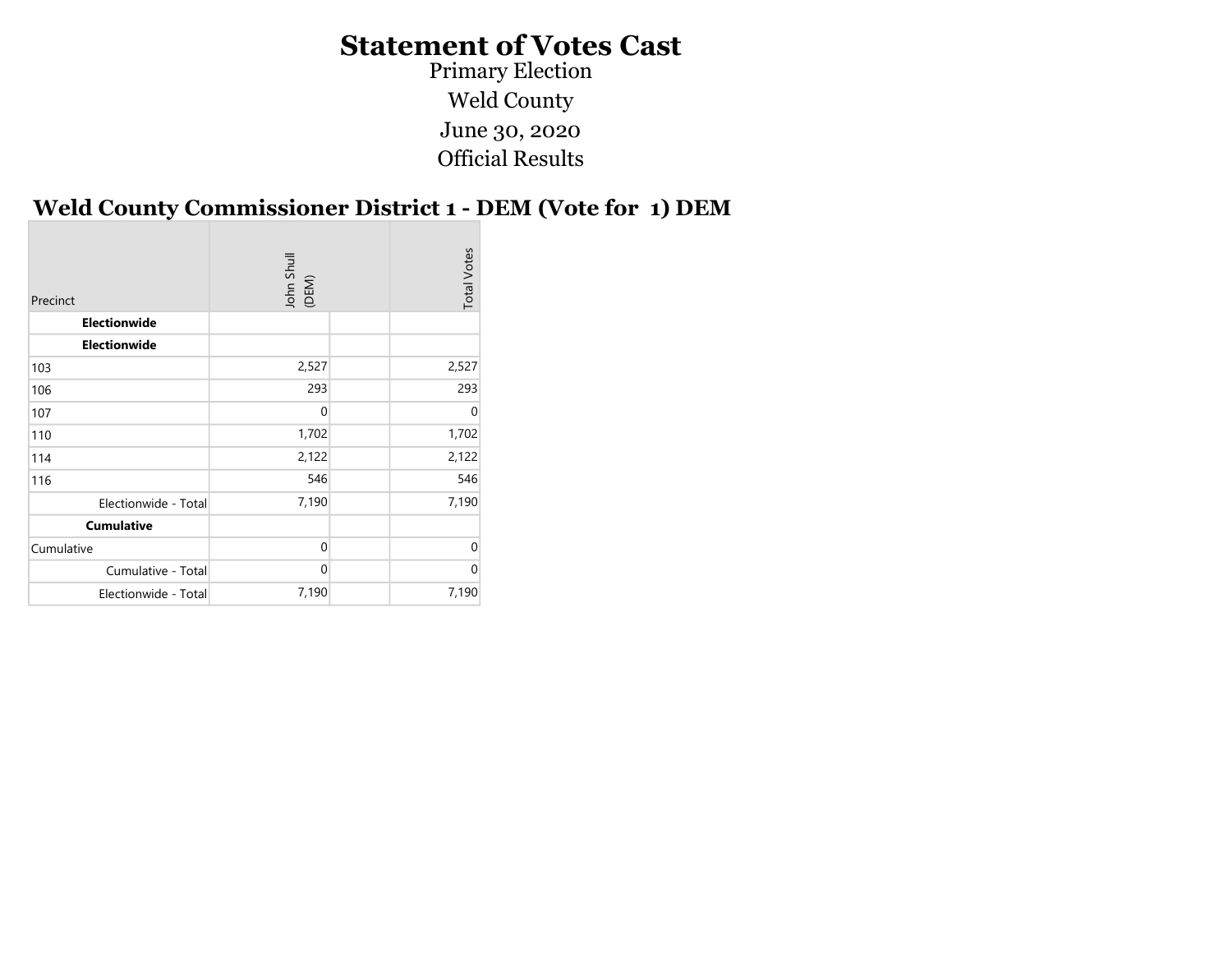# Statement of Votes Cast

Primary Election

Weld County

June 30, 2020

Official Results

## Weld County Commissioner District 1 - DEM (Vote for 1) DEM

| Precinct | John Shull (DEM) | | Total Votes |
|---|---|---|---|
| **Electionwide** | | | |
| **Electionwide** | | | |
| 103 | 2,527 | | 2,527 |
| 106 | 293 | | 293 |
| 107 | 0 | | 0 |
| 110 | 1,702 | | 1,702 |
| 114 | 2,122 | | 2,122 |
| 116 | 546 | | 546 |
| Electionwide - Total | 7,190 | | 7,190 |
| **Cumulative** | | | |
| Cumulative | 0 | | 0 |
| Cumulative - Total | 0 | | 0 |
| Electionwide - Total | 7,190 | | 7,190 |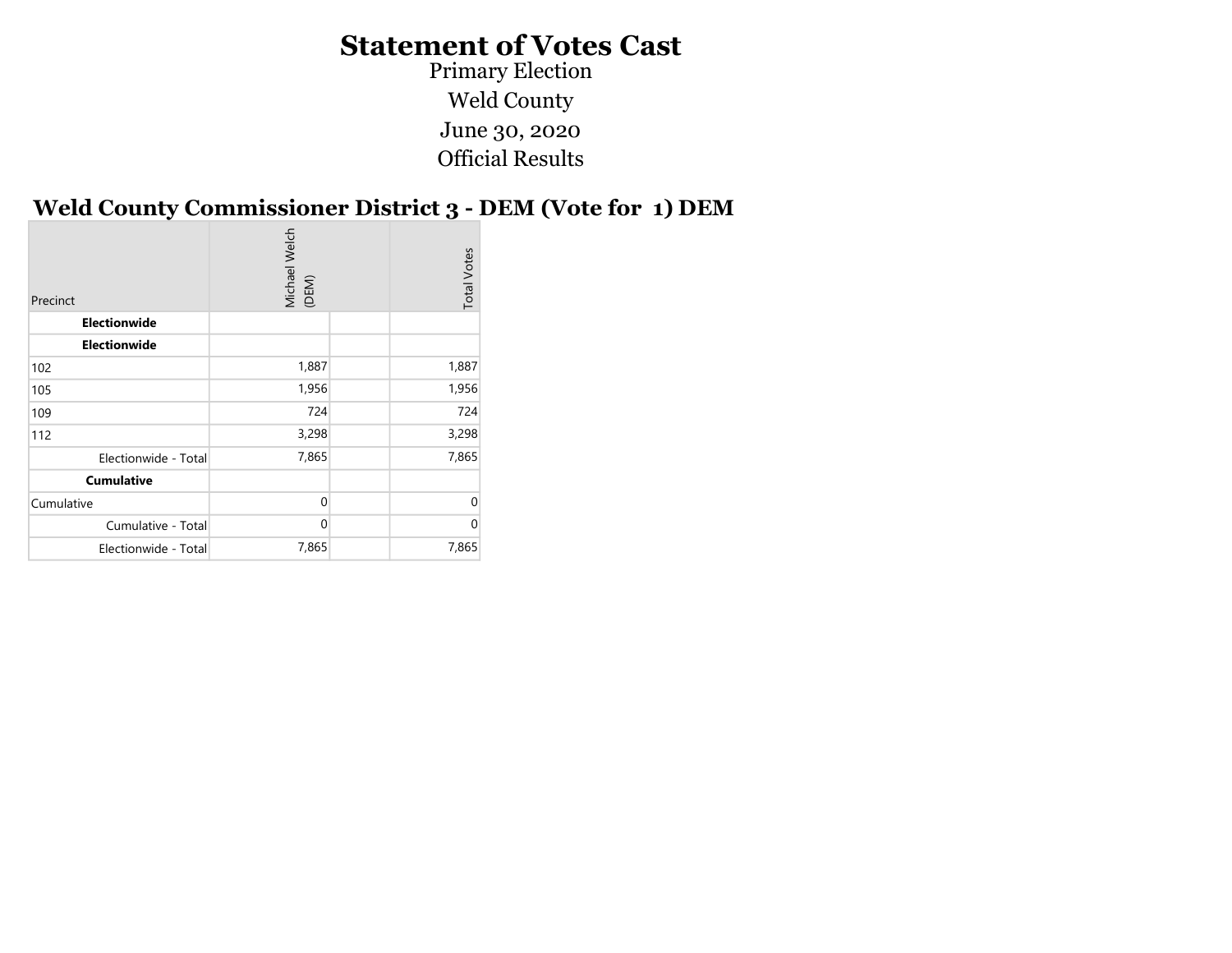# Statement of Votes Cast

Primary Election

Weld County

June 30, 2020

Official Results

## Weld County Commissioner District 3 - DEM (Vote for 1) DEM

| Precinct | Michael Welch (DEM) | | Total Votes |
|---|---|---|---|
| **Electionwide** | | | |
| **Electionwide** | | | |
| 102 | 1,887 | | 1,887 |
| 105 | 1,956 | | 1,956 |
| 109 | 724 | | 724 |
| 112 | 3,298 | | 3,298 |
| Electionwide - Total | 7,865 | | 7,865 |
| **Cumulative** | | | |
| Cumulative | 0 | | 0 |
| Cumulative - Total | 0 | | 0 |
| Electionwide - Total | 7,865 | | 7,865 |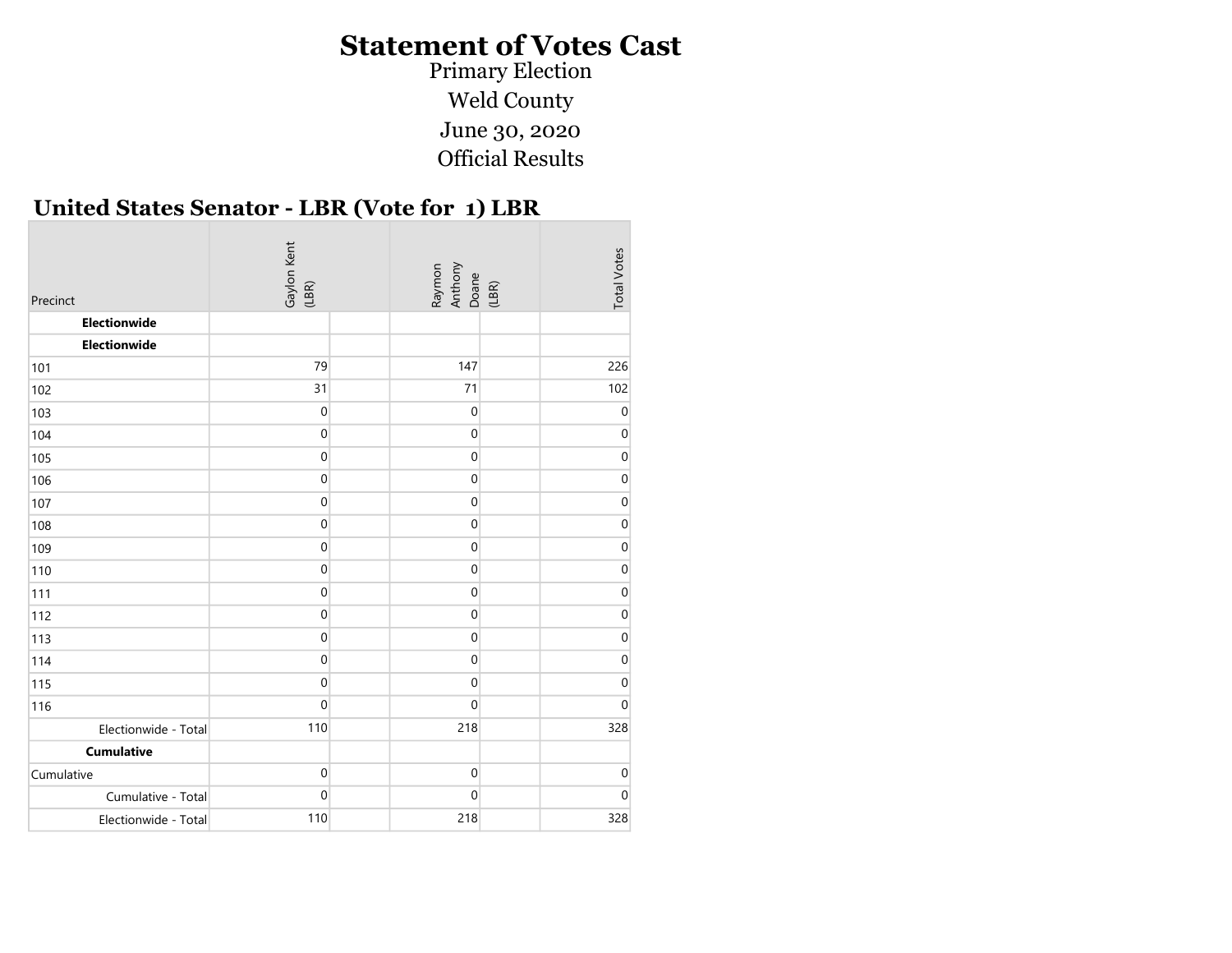# Statement of Votes Cast

Primary Election

Weld County

June 30, 2020

Official Results

## United States Senator - LBR (Vote for 1) LBR

| Precinct | Gaylon Kent (LBR) | | Raymon Anthony Doane (LBR) | | Total Votes |
|---|---|---|---|---|---|
| **Electionwide** | | | | | |
| **Electionwide** | | | | | |
| 101 | 79 | | 147 | | 226 |
| 102 | 31 | | 71 | | 102 |
| 103 | 0 | | 0 | | 0 |
| 104 | 0 | | 0 | | 0 |
| 105 | 0 | | 0 | | 0 |
| 106 | 0 | | 0 | | 0 |
| 107 | 0 | | 0 | | 0 |
| 108 | 0 | | 0 | | 0 |
| 109 | 0 | | 0 | | 0 |
| 110 | 0 | | 0 | | 0 |
| 111 | 0 | | 0 | | 0 |
| 112 | 0 | | 0 | | 0 |
| 113 | 0 | | 0 | | 0 |
| 114 | 0 | | 0 | | 0 |
| 115 | 0 | | 0 | | 0 |
| 116 | 0 | | 0 | | 0 |
| Electionwide - Total | 110 | | 218 | | 328 |
| **Cumulative** | | | | | |
| Cumulative | 0 | | 0 | | 0 |
| Cumulative - Total | 0 | | 0 | | 0 |
| Electionwide - Total | 110 | | 218 | | 328 |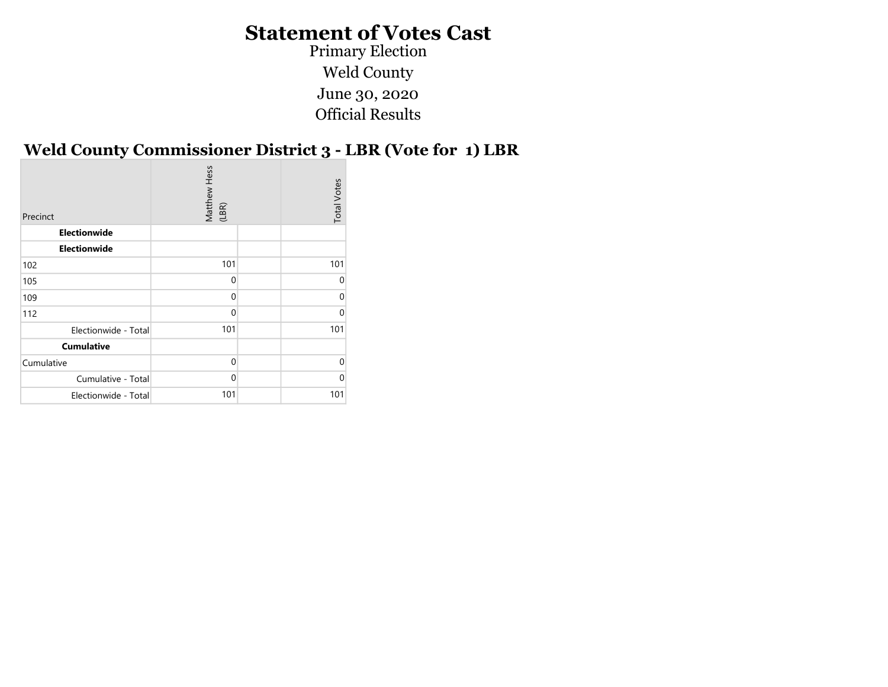# Statement of Votes Cast

Primary Election

Weld County

June 30, 2020

Official Results

## Weld County Commissioner District 3 - LBR (Vote for 1) LBR

| Precinct | Matthew Hess (LBR) | | Total Votes |
|---|---|---|---|
| **Electionwide** | | | |
| **Electionwide** | | | |
| 102 | 101 | | 101 |
| 105 | 0 | | 0 |
| 109 | 0 | | 0 |
| 112 | 0 | | 0 |
| Electionwide - Total | 101 | | 101 |
| **Cumulative** | | | |
| Cumulative | 0 | | 0 |
| Cumulative - Total | 0 | | 0 |
| Electionwide - Total | 101 | | 101 |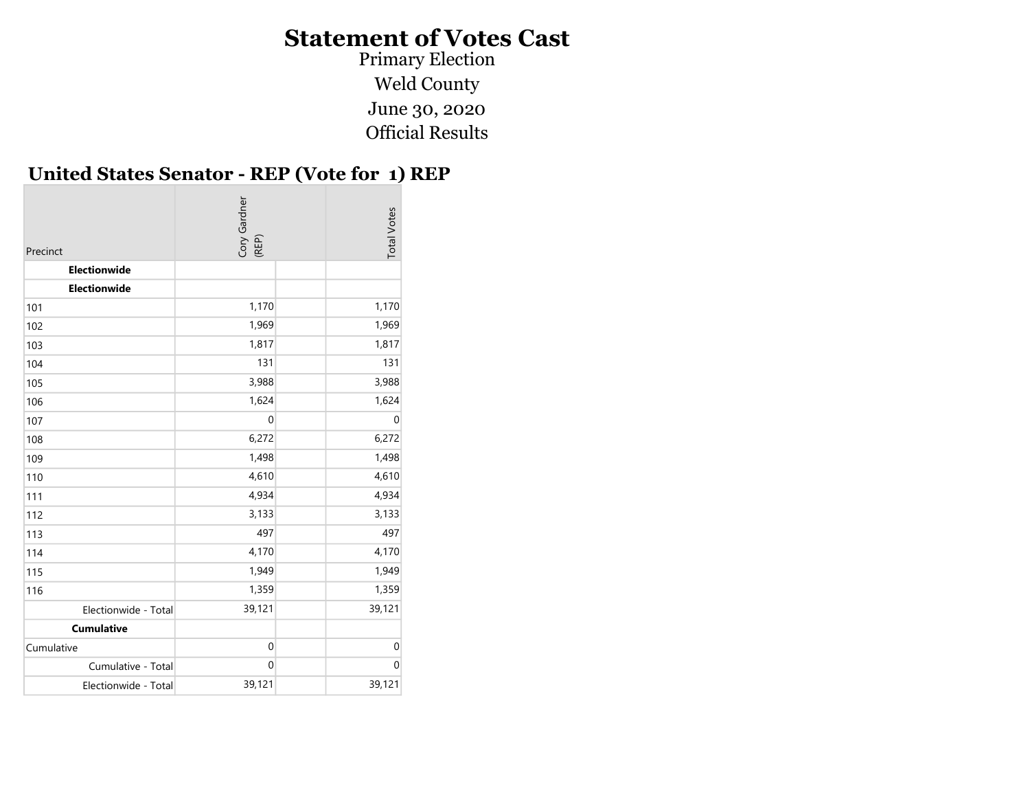# Statement of Votes Cast

Primary Election

Weld County

June 30, 2020

Official Results

## United States Senator - REP (Vote for 1) REP

| Precinct | Cory Gardner (REP) | | Total Votes |
|---|---|---|---|
| **Electionwide** | | | |
| **Electionwide** | | | |
| 101 | 1,170 | | 1,170 |
| 102 | 1,969 | | 1,969 |
| 103 | 1,817 | | 1,817 |
| 104 | 131 | | 131 |
| 105 | 3,988 | | 3,988 |
| 106 | 1,624 | | 1,624 |
| 107 | 0 | | 0 |
| 108 | 6,272 | | 6,272 |
| 109 | 1,498 | | 1,498 |
| 110 | 4,610 | | 4,610 |
| 111 | 4,934 | | 4,934 |
| 112 | 3,133 | | 3,133 |
| 113 | 497 | | 497 |
| 114 | 4,170 | | 4,170 |
| 115 | 1,949 | | 1,949 |
| 116 | 1,359 | | 1,359 |
| Electionwide - Total | 39,121 | | 39,121 |
| **Cumulative** | | | |
| Cumulative | 0 | | 0 |
| Cumulative - Total | 0 | | 0 |
| Electionwide - Total | 39,121 | | 39,121 |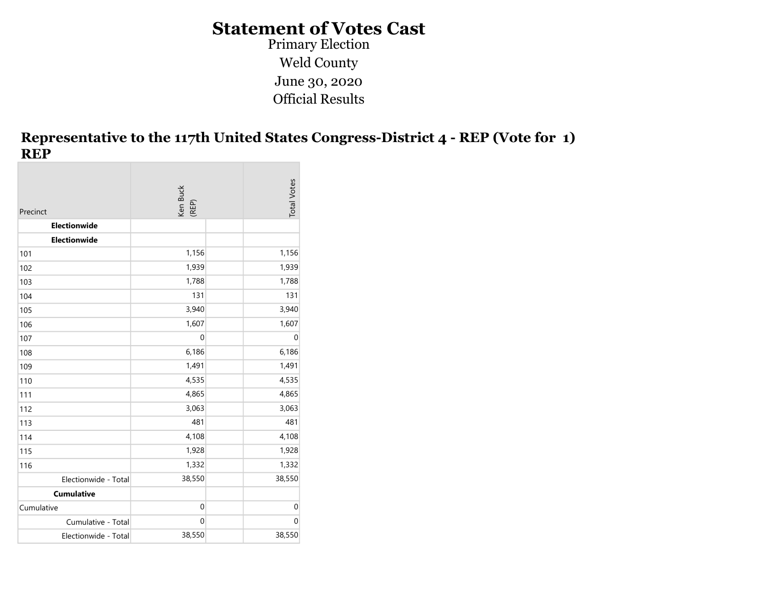# Statement of Votes Cast

Primary Election

Weld County

June 30, 2020

Official Results

## Representative to the 117th United States Congress-District 4 - REP (Vote for 1) REP

| Precinct | Ken Buck (REP) | | Total Votes |
|---|---|---|---|
| **Electionwide** | | | |
| **Electionwide** | | | |
| 101 | 1,156 | | 1,156 |
| 102 | 1,939 | | 1,939 |
| 103 | 1,788 | | 1,788 |
| 104 | 131 | | 131 |
| 105 | 3,940 | | 3,940 |
| 106 | 1,607 | | 1,607 |
| 107 | 0 | | 0 |
| 108 | 6,186 | | 6,186 |
| 109 | 1,491 | | 1,491 |
| 110 | 4,535 | | 4,535 |
| 111 | 4,865 | | 4,865 |
| 112 | 3,063 | | 3,063 |
| 113 | 481 | | 481 |
| 114 | 4,108 | | 4,108 |
| 115 | 1,928 | | 1,928 |
| 116 | 1,332 | | 1,332 |
| Electionwide - Total | 38,550 | | 38,550 |
| **Cumulative** | | | |
| Cumulative | 0 | | 0 |
| Cumulative - Total | 0 | | 0 |
| Electionwide - Total | 38,550 | | 38,550 |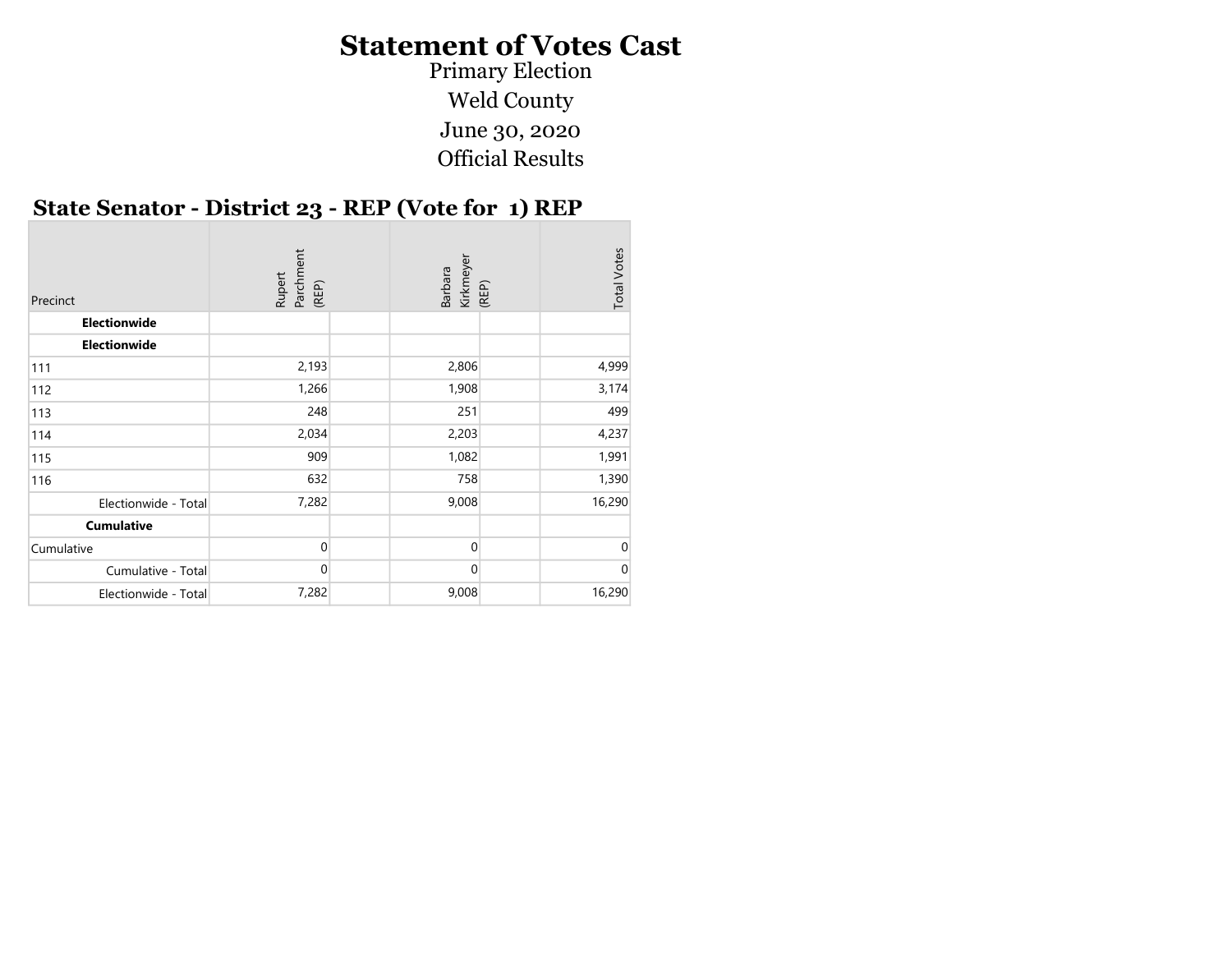# Statement of Votes Cast

Primary Election

Weld County

June 30, 2020

Official Results

## State Senator - District 23 - REP (Vote for 1) REP

| Precinct | Rupert Parchment (REP) | Barbara Kirkmeyer (REP) | Total Votes |
|---|---|---|---|
| **Electionwide** | | | |
| **Electionwide** | | | |
| 111 | 2,193 | 2,806 | 4,999 |
| 112 | 1,266 | 1,908 | 3,174 |
| 113 | 248 | 251 | 499 |
| 114 | 2,034 | 2,203 | 4,237 |
| 115 | 909 | 1,082 | 1,991 |
| 116 | 632 | 758 | 1,390 |
| Electionwide - Total | 7,282 | 9,008 | 16,290 |
| **Cumulative** | | | |
| Cumulative | 0 | 0 | 0 |
| Cumulative - Total | 0 | 0 | 0 |
| Electionwide - Total | 7,282 | 9,008 | 16,290 |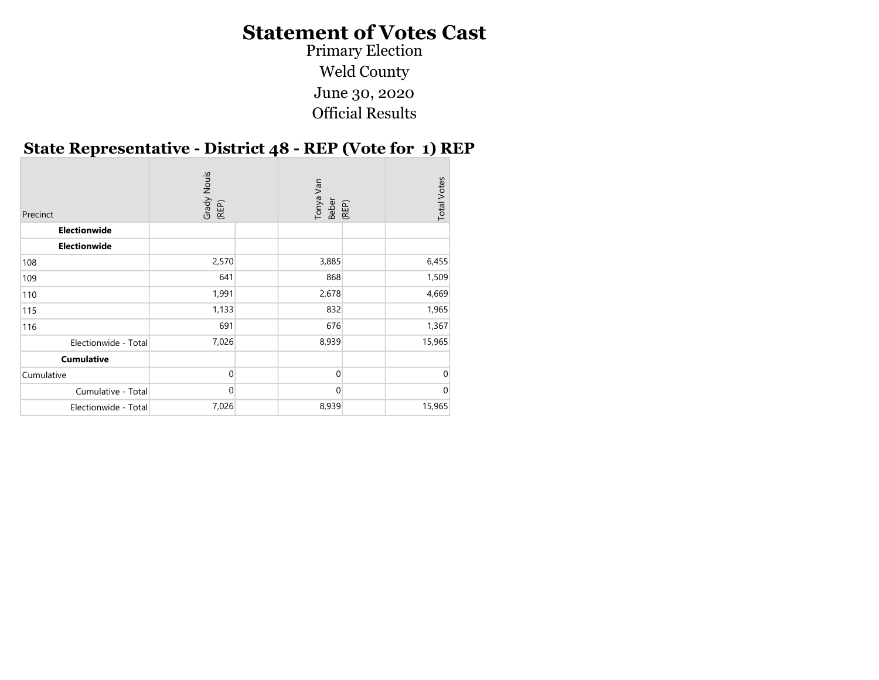# Statement of Votes Cast

Primary Election

Weld County

June 30, 2020

Official Results

## State Representative - District 48 - REP (Vote for 1) REP

| Precinct | Grady Nouis (REP) | | Tonya Van Beber (REP) | | Total Votes |
|---|---|---|---|---|---|
| **Electionwide** | | | | | |
| **Electionwide** | | | | | |
| 108 | 2,570 | | 3,885 | | 6,455 |
| 109 | 641 | | 868 | | 1,509 |
| 110 | 1,991 | | 2,678 | | 4,669 |
| 115 | 1,133 | | 832 | | 1,965 |
| 116 | 691 | | 676 | | 1,367 |
| Electionwide - Total | 7,026 | | 8,939 | | 15,965 |
| **Cumulative** | | | | | |
| Cumulative | 0 | | 0 | | 0 |
| Cumulative - Total | 0 | | 0 | | 0 |
| Electionwide - Total | 7,026 | | 8,939 | | 15,965 |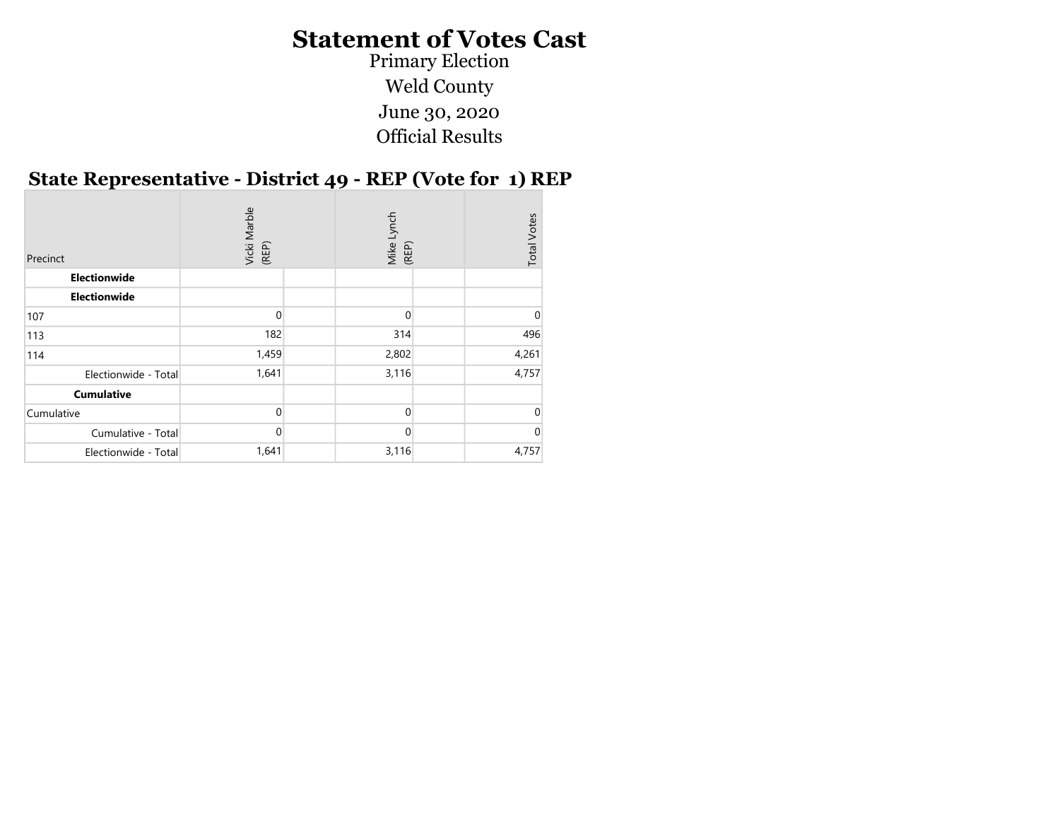# Statement of Votes Cast

Primary Election

Weld County

June 30, 2020

Official Results

## State Representative - District 49 - REP (Vote for 1) REP

| Precinct | Vicki Marble (REP) | | Mike Lynch (REP) | | Total Votes |
|---|---|---|---|---|---|
| **Electionwide** | | | | | |
| **Electionwide** | | | | | |
| 107 | 0 | | 0 | | 0 |
| 113 | 182 | | 314 | | 496 |
| 114 | 1,459 | | 2,802 | | 4,261 |
| Electionwide - Total | 1,641 | | 3,116 | | 4,757 |
| **Cumulative** | | | | | |
| Cumulative | 0 | | 0 | | 0 |
| Cumulative - Total | 0 | | 0 | | 0 |
| Electionwide - Total | 1,641 | | 3,116 | | 4,757 |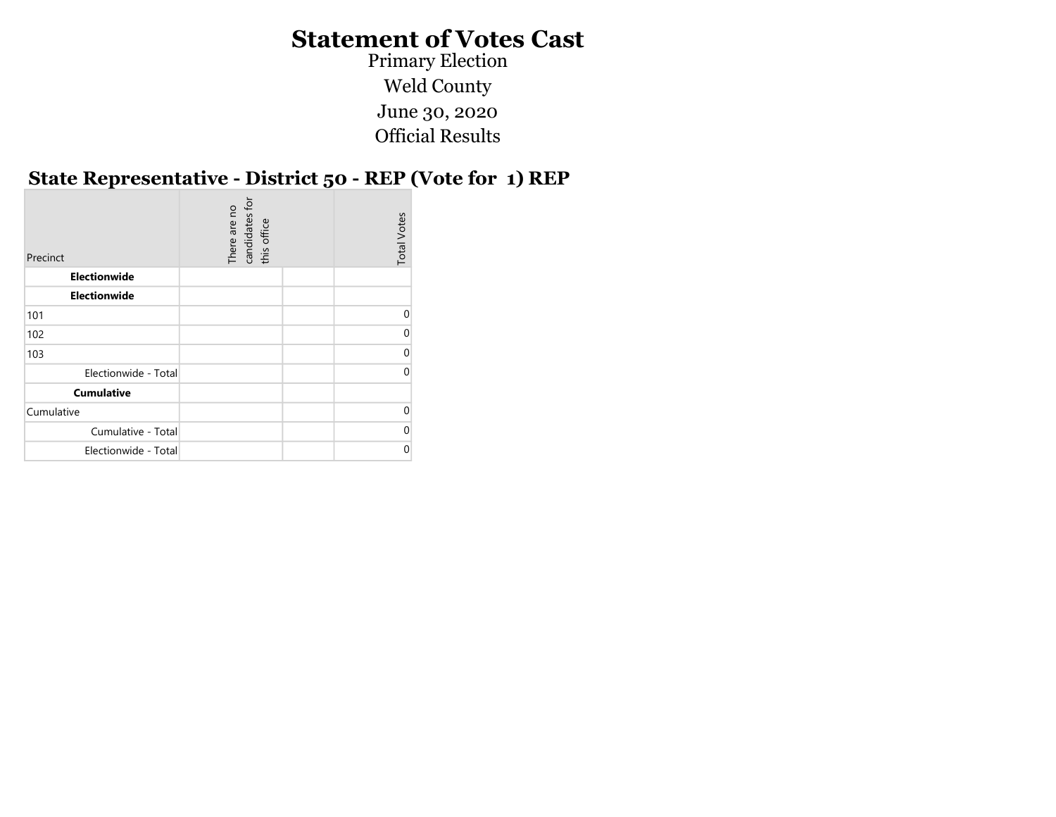# Statement of Votes Cast

Primary Election

Weld County

June 30, 2020

Official Results

## State Representative - District 50 - REP (Vote for 1) REP

| Precinct | There are no candidates for this office | | Total Votes |
|---|---|---|---|
| **Electionwide** | | | |
| **Electionwide** | | | |
| 101 | | | 0 |
| 102 | | | 0 |
| 103 | | | 0 |
| Electionwide - Total | | | 0 |
| **Cumulative** | | | |
| Cumulative | | | 0 |
| Cumulative - Total | | | 0 |
| Electionwide - Total | | | 0 |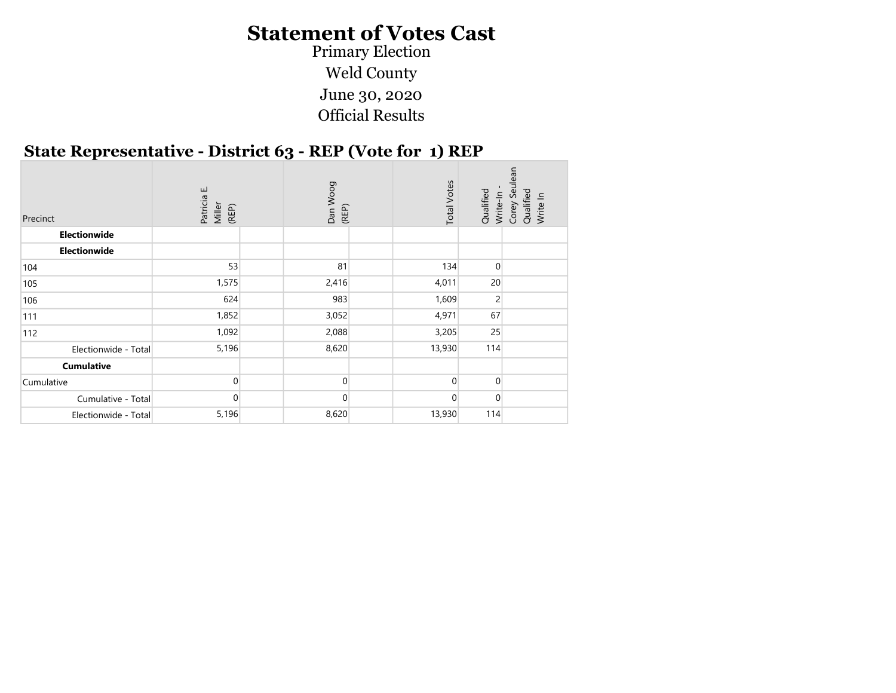# Statement of Votes Cast

Primary Election

Weld County

June 30, 2020

Official Results

## State Representative - District 63 - REP (Vote for 1) REP

| Precinct | Patricia E. Miller (REP) | | Dan Woog (REP) | | Total Votes | Qualified Write-In - Corey Seulean Qualified Write In | |
|---|---|---|---|---|---|---|---|
| **Electionwide** | | | | | | | |
| **Electionwide** | | | | | | | |
| 104 | 53 | | 81 | | 134 | 0 | |
| 105 | 1,575 | | 2,416 | | 4,011 | 20 | |
| 106 | 624 | | 983 | | 1,609 | 2 | |
| 111 | 1,852 | | 3,052 | | 4,971 | 67 | |
| 112 | 1,092 | | 2,088 | | 3,205 | 25 | |
| Electionwide - Total | 5,196 | | 8,620 | | 13,930 | 114 | |
| **Cumulative** | | | | | | | |
| Cumulative | 0 | | 0 | | 0 | 0 | |
| Cumulative - Total | 0 | | 0 | | 0 | 0 | |
| Electionwide - Total | 5,196 | | 8,620 | | 13,930 | 114 | |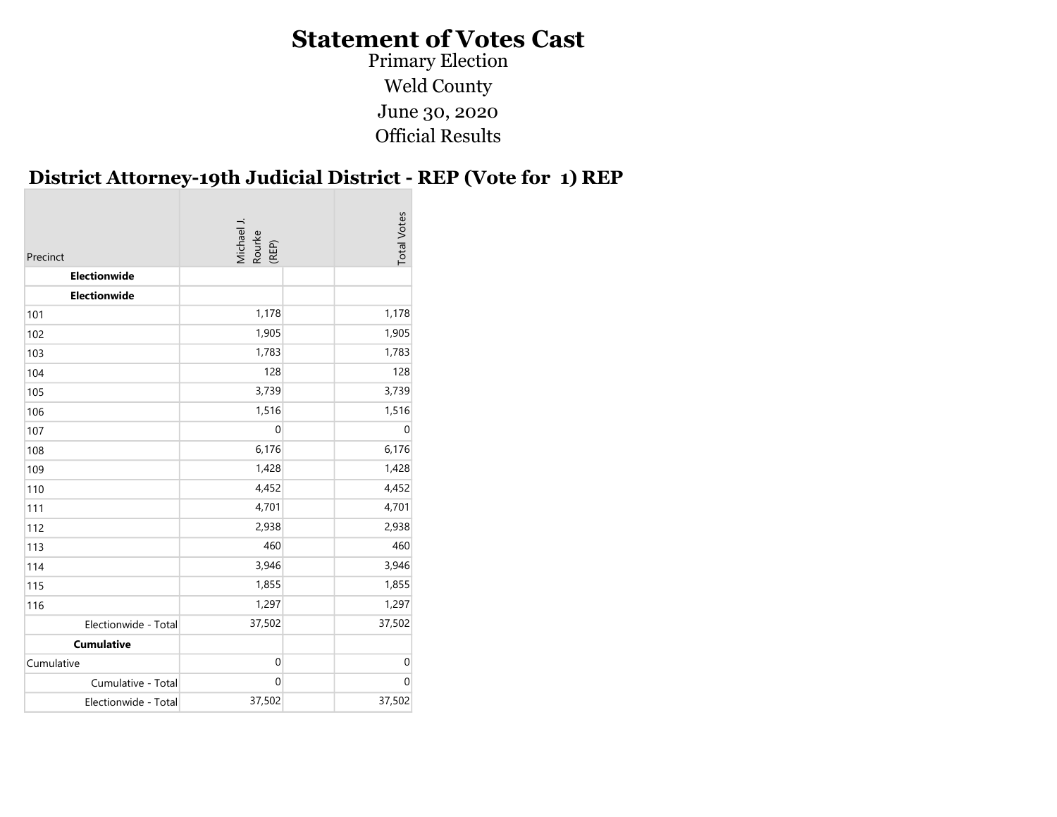# Statement of Votes Cast

Primary Election

Weld County

June 30, 2020

Official Results

## District Attorney-19th Judicial District - REP (Vote for 1) REP

| Precinct | Michael J. Rourke (REP) | | Total Votes |
|---|---|---|---|
| **Electionwide** | | | |
| **Electionwide** | | | |
| 101 | 1,178 | | 1,178 |
| 102 | 1,905 | | 1,905 |
| 103 | 1,783 | | 1,783 |
| 104 | 128 | | 128 |
| 105 | 3,739 | | 3,739 |
| 106 | 1,516 | | 1,516 |
| 107 | 0 | | 0 |
| 108 | 6,176 | | 6,176 |
| 109 | 1,428 | | 1,428 |
| 110 | 4,452 | | 4,452 |
| 111 | 4,701 | | 4,701 |
| 112 | 2,938 | | 2,938 |
| 113 | 460 | | 460 |
| 114 | 3,946 | | 3,946 |
| 115 | 1,855 | | 1,855 |
| 116 | 1,297 | | 1,297 |
| Electionwide - Total | 37,502 | | 37,502 |
| **Cumulative** | | | |
| Cumulative | 0 | | 0 |
| Cumulative - Total | 0 | | 0 |
| Electionwide - Total | 37,502 | | 37,502 |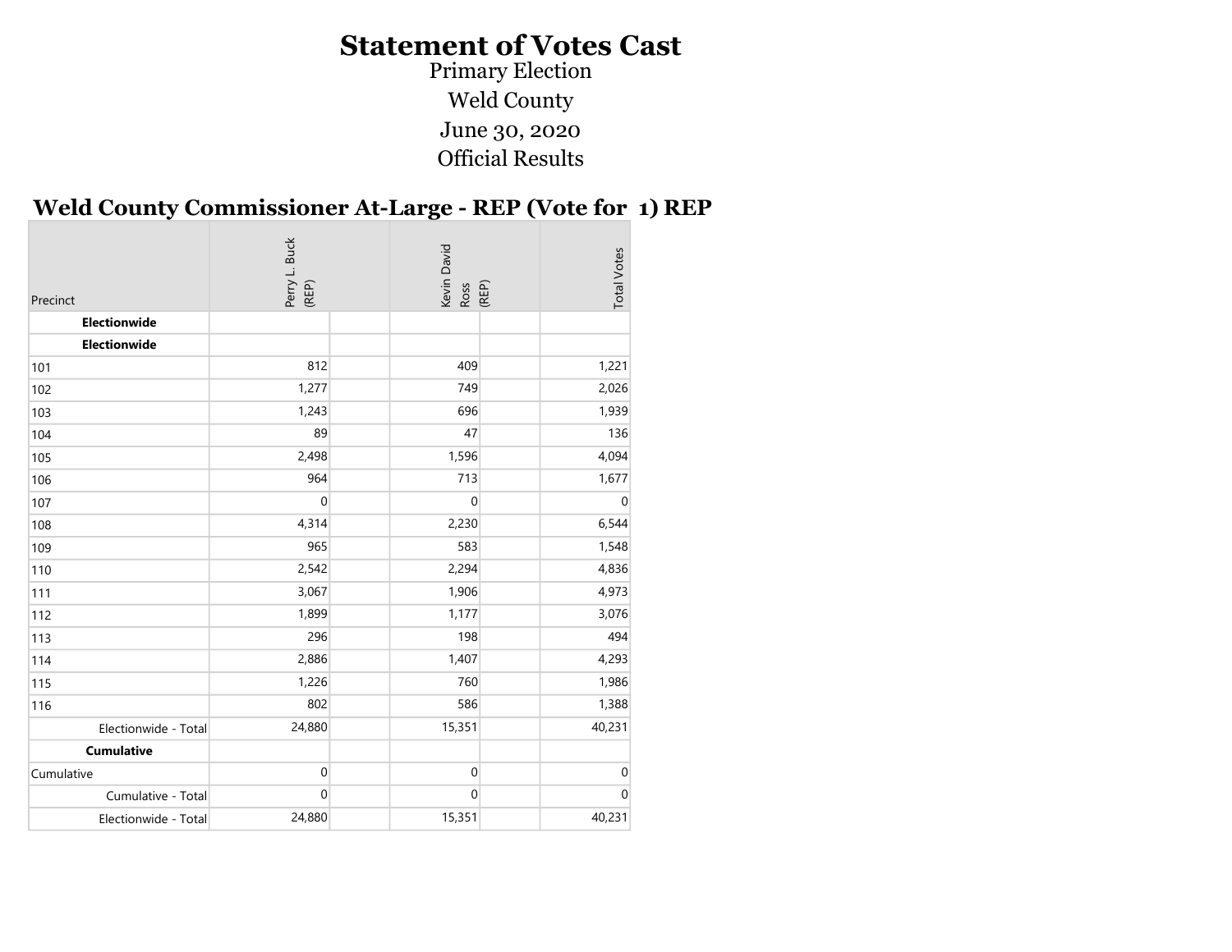# Statement of Votes Cast

Primary Election

Weld County

June 30, 2020

Official Results

## Weld County Commissioner At-Large - REP (Vote for 1) REP

| Precinct | Perry L. Buck (REP) | | Kevin David Ross (REP) | | Total Votes |
|---|---|---|---|---|---|
| **Electionwide** | | | | | |
| **Electionwide** | | | | | |
| 101 | 812 | | 409 | | 1,221 |
| 102 | 1,277 | | 749 | | 2,026 |
| 103 | 1,243 | | 696 | | 1,939 |
| 104 | 89 | | 47 | | 136 |
| 105 | 2,498 | | 1,596 | | 4,094 |
| 106 | 964 | | 713 | | 1,677 |
| 107 | 0 | | 0 | | 0 |
| 108 | 4,314 | | 2,230 | | 6,544 |
| 109 | 965 | | 583 | | 1,548 |
| 110 | 2,542 | | 2,294 | | 4,836 |
| 111 | 3,067 | | 1,906 | | 4,973 |
| 112 | 1,899 | | 1,177 | | 3,076 |
| 113 | 296 | | 198 | | 494 |
| 114 | 2,886 | | 1,407 | | 4,293 |
| 115 | 1,226 | | 760 | | 1,986 |
| 116 | 802 | | 586 | | 1,388 |
| Electionwide - Total | 24,880 | | 15,351 | | 40,231 |
| **Cumulative** | | | | | |
| Cumulative | 0 | | 0 | | 0 |
| Cumulative - Total | 0 | | 0 | | 0 |
| Electionwide - Total | 24,880 | | 15,351 | | 40,231 |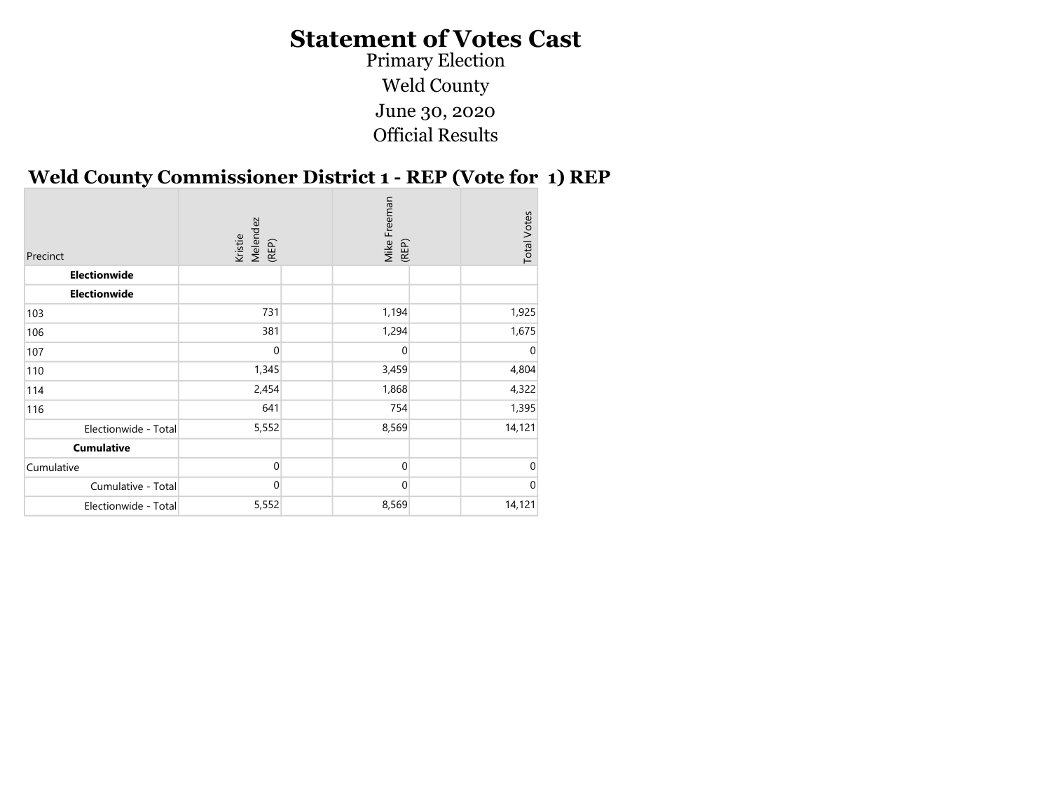# Statement of Votes Cast

Primary Election

Weld County

June 30, 2020

Official Results

## Weld County Commissioner District 1 - REP (Vote for 1) REP

| Precinct | Kristie Melendez (REP) | Mike Freeman (REP) | Total Votes |
|---|---|---|---|
| **Electionwide** | | | |
| **Electionwide** | | | |
| 103 | 731 | 1,194 | 1,925 |
| 106 | 381 | 1,294 | 1,675 |
| 107 | 0 | 0 | 0 |
| 110 | 1,345 | 3,459 | 4,804 |
| 114 | 2,454 | 1,868 | 4,322 |
| 116 | 641 | 754 | 1,395 |
| Electionwide - Total | 5,552 | 8,569 | 14,121 |
| **Cumulative** | | | |
| Cumulative | 0 | 0 | 0 |
| Cumulative - Total | 0 | 0 | 0 |
| Electionwide - Total | 5,552 | 8,569 | 14,121 |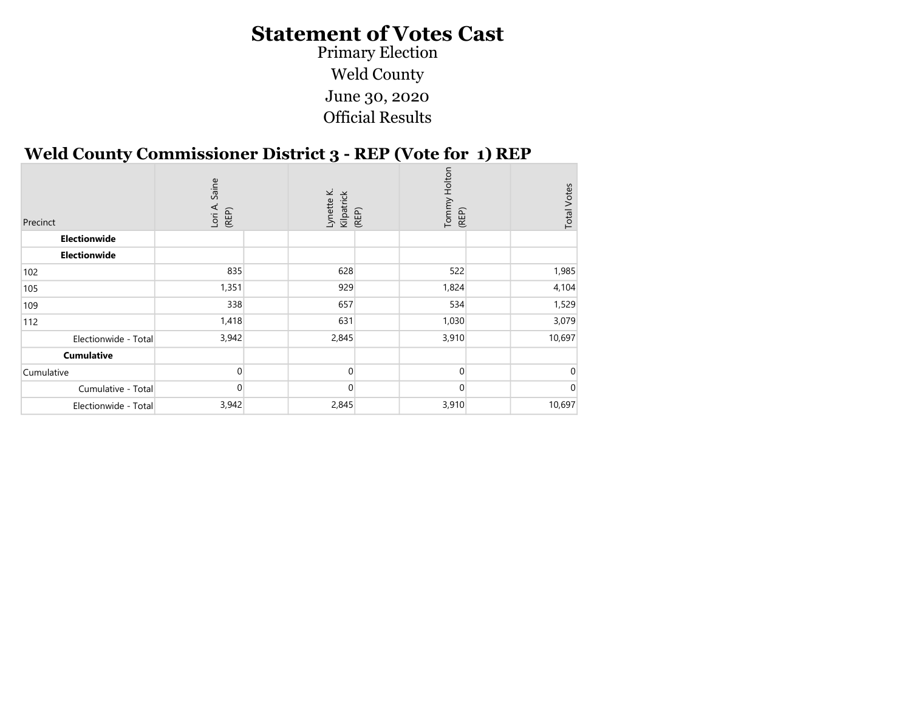# Statement of Votes Cast

Primary Election

Weld County

June 30, 2020

Official Results

## Weld County Commissioner District 3 - REP (Vote for 1) REP

| Precinct | Lori A. Saine (REP) | | Lynette K. Kilpatrick (REP) | | Tommy Holton (REP) | | Total Votes |
|---|---|---|---|---|---|---|---|
| **Electionwide** | | | | | | | |
| **Electionwide** | | | | | | | |
| 102 | 835 | | 628 | | 522 | | 1,985 |
| 105 | 1,351 | | 929 | | 1,824 | | 4,104 |
| 109 | 338 | | 657 | | 534 | | 1,529 |
| 112 | 1,418 | | 631 | | 1,030 | | 3,079 |
| Electionwide - Total | 3,942 | | 2,845 | | 3,910 | | 10,697 |
| **Cumulative** | | | | | | | |
| Cumulative | 0 | | 0 | | 0 | | 0 |
| Cumulative - Total | 0 | | 0 | | 0 | | 0 |
| Electionwide - Total | 3,942 | | 2,845 | | 3,910 | | 10,697 |